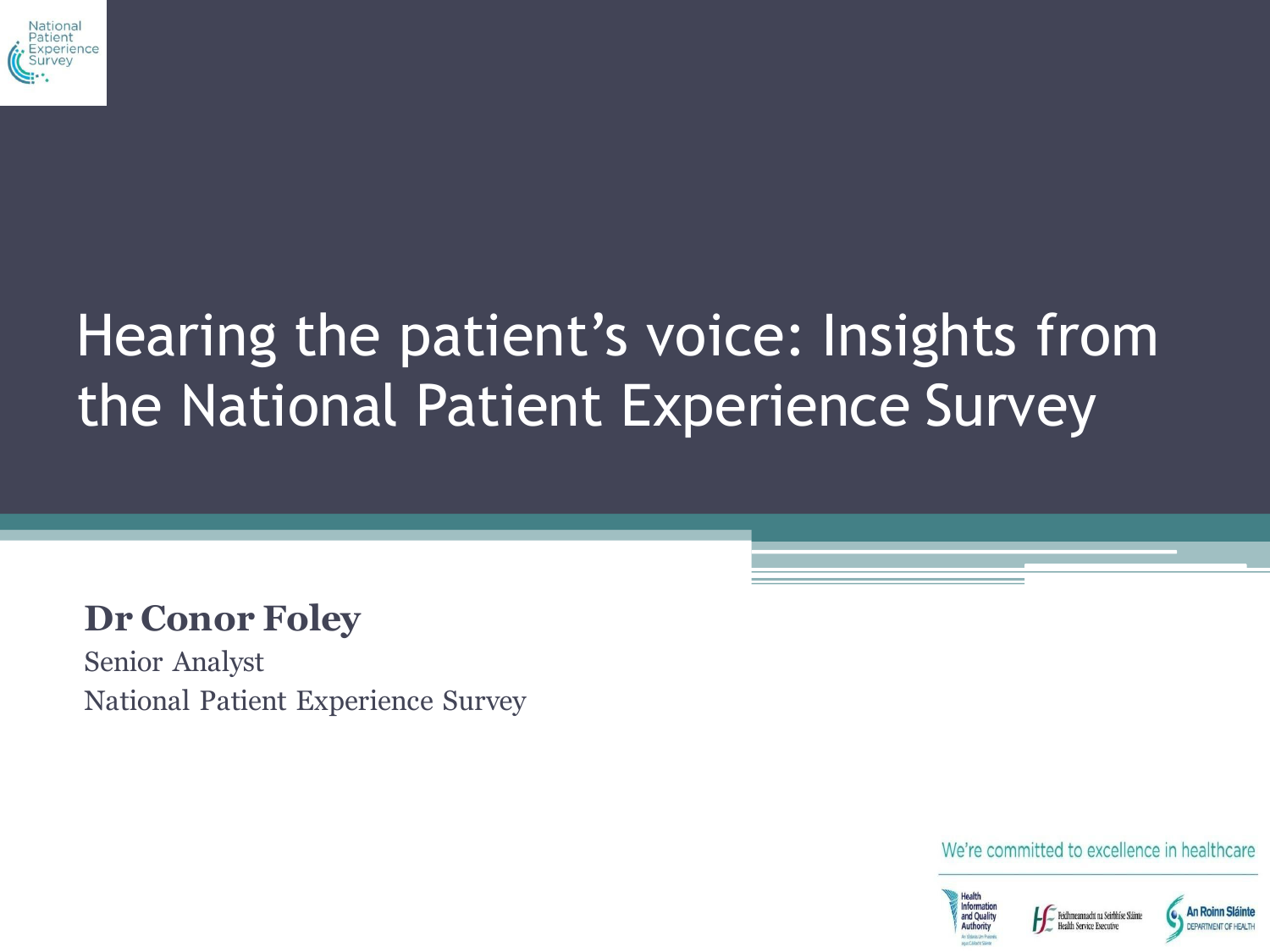# Hearing the patient's voice: Insights from the National Patient Experience Survey

**Dr Conor Foley**

Senior Analyst

National Patient Experience Survey

We're committed to excellence in healthcare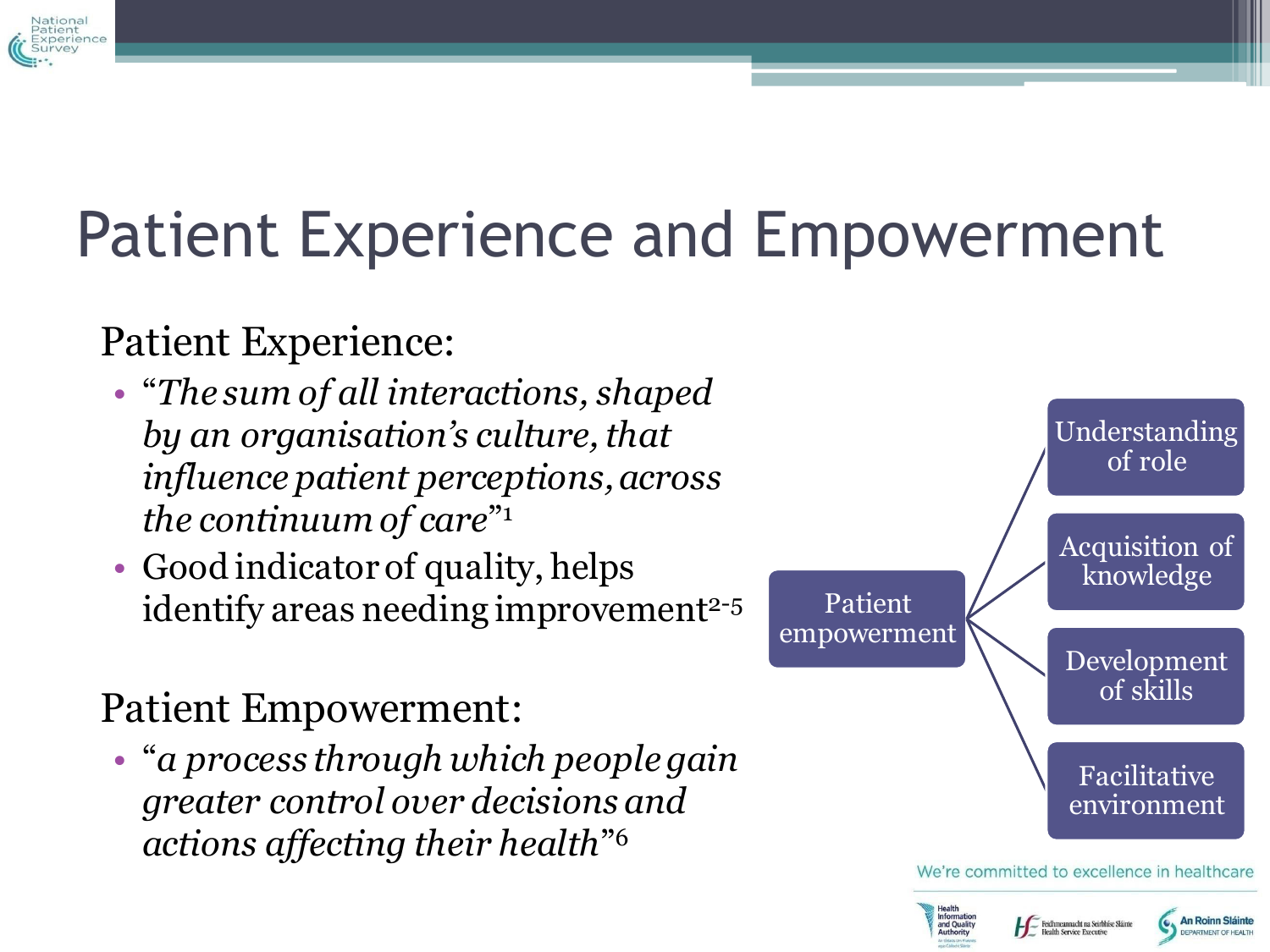# Patient Experience and Empowerment

## Patient Experience:

- *"The sum of all interactions, shaped by an organisation's culture, that influence patient perceptions, across the continuum of care"*[1]
- Good indicator of quality, helps identify areas needing improvement[2-5]

## Patient Empowerment:

- *"a process through which people gain greater control over decisions and actions affecting their health"*[6]

Patient empowerment:

- Understanding of role
- Acquisition of knowledge
- Development of skills
- Facilitative environment

We're committed to excellence in healthcare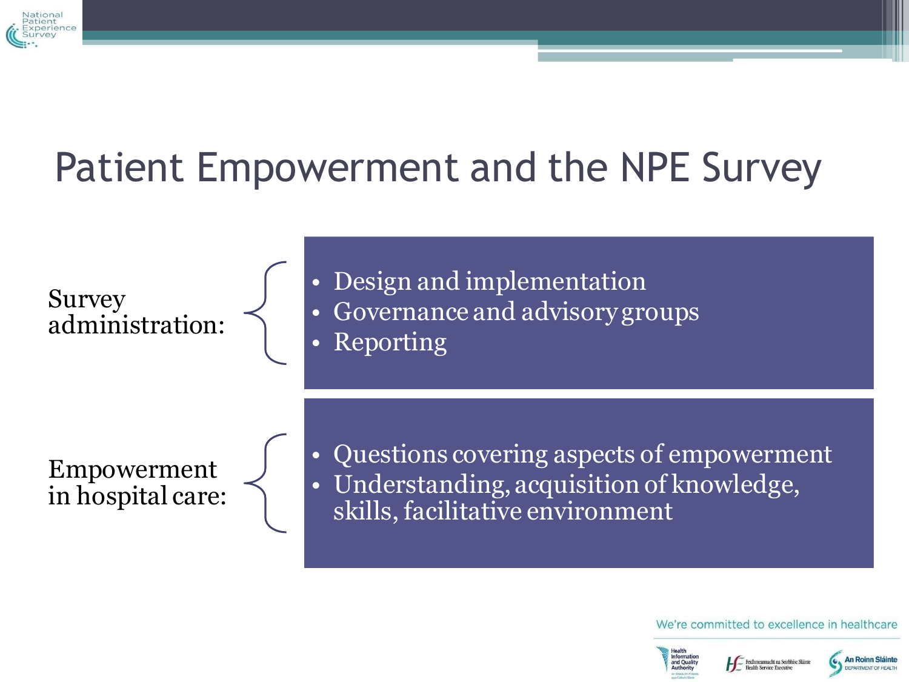# Patient Empowerment and the NPE Survey

**Survey administration:**

- Design and implementation
- Governance and advisory groups
- Reporting

**Empowerment in hospital care:**

- Questions covering aspects of empowerment
- Understanding, acquisition of knowledge, skills, facilitative environment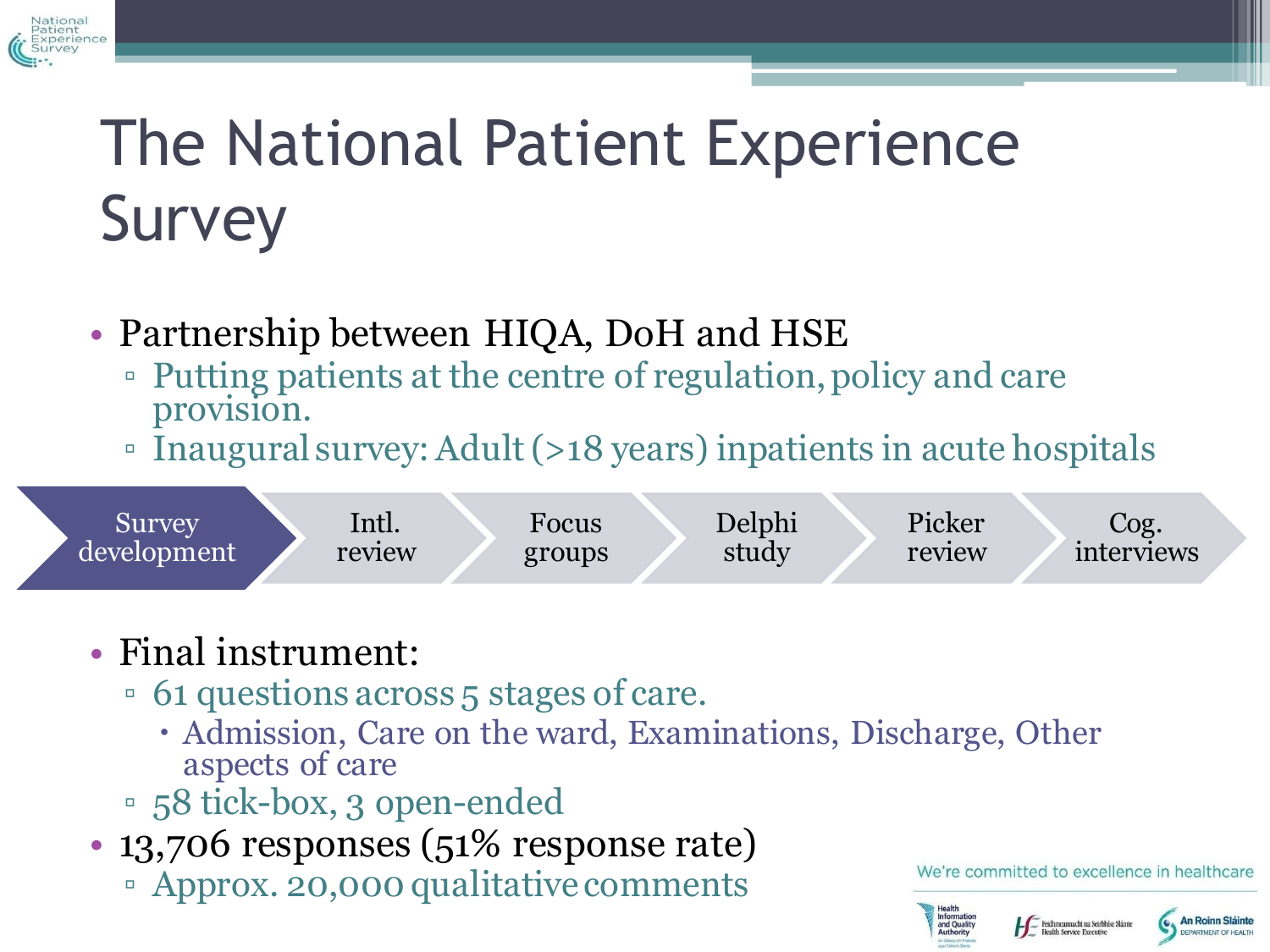# The National Patient Experience Survey

- Partnership between HIQA, DoH and HSE
  - Putting patients at the centre of regulation, policy and care provision.
  - Inaugural survey: Adult (>18 years) inpatients in acute hospitals

Survey development → Intl. review → Focus groups → Delphi study → Picker review → Cog. interviews

- Final instrument:
  - 61 questions across 5 stages of care.
    - Admission, Care on the ward, Examinations, Discharge, Other aspects of care
  - 58 tick-box, 3 open-ended
- 13,706 responses (51% response rate)
  - Approx. 20,000 qualitative comments

We're committed to excellence in healthcare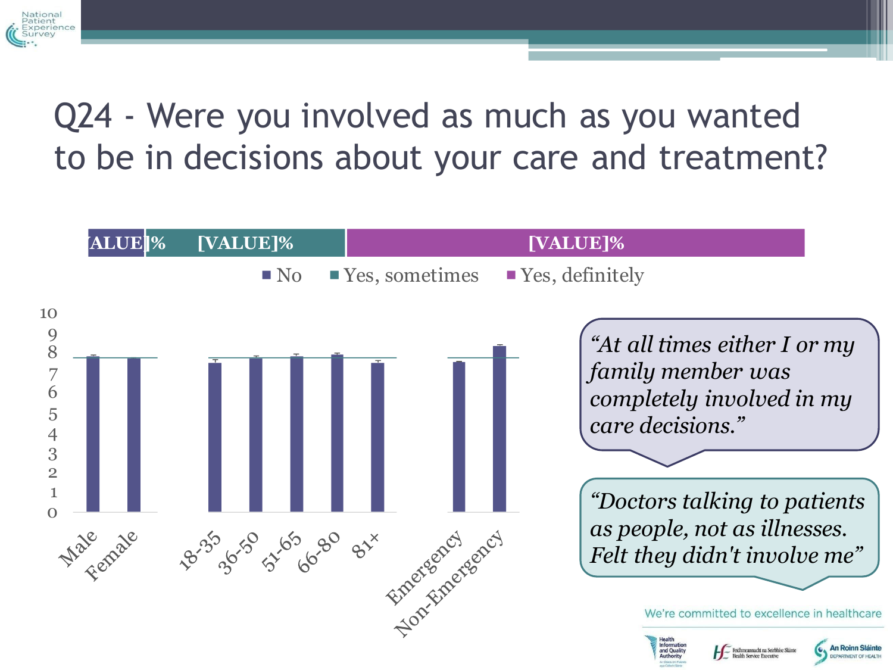# Q24 - Were you involved as much as you wanted to be in decisions about your care and treatment?

[VALUE]% | [VALUE]% | [VALUE]%

■ No ■ Yes, sometimes ■ Yes, definitely

10
9
8
7
6
5
4
3
2
1
0

Male Female 18-35 36-50 51-65 66-80 81+ Emergency Non-Emergency

*“At all times either I or my family member was completely involved in my care decisions.”*

*“Doctors talking to patients as people, not as illnesses. Felt they didn't involve me”*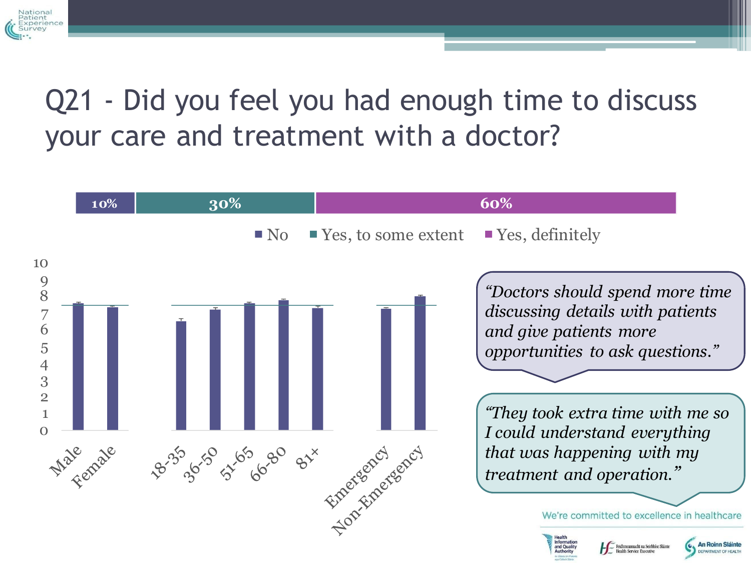# Q21 - Did you feel you had enough time to discuss your care and treatment with a doctor?

| No | Yes, to some extent | Yes, definitely |
|---|---|---|
| 10% | 30% | 60% |

*"Doctors should spend more time discussing details with patients and give patients more opportunities to ask questions."*

*"They took extra time with me so I could understand everything that was happening with my treatment and operation."*

We're committed to excellence in healthcare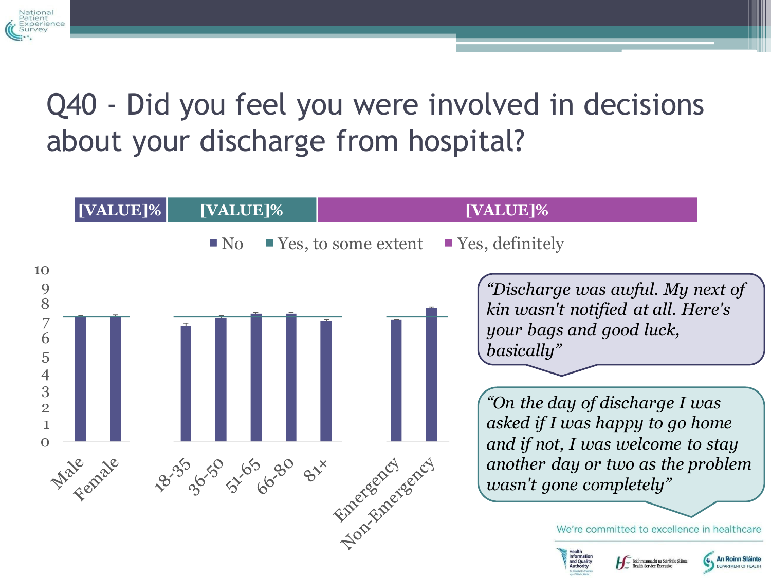# Q40 - Did you feel you were involved in decisions about your discharge from hospital?

| [VALUE]% | [VALUE]% | [VALUE]% |
|---|---|---|
| No | Yes, to some extent | Yes, definitely |

Y-axis: 0 1 2 3 4 5 6 7 8 9 10

X-axis categories: Male, Female, 18-35, 36-50, 51-65, 66-80, 81+, Emergency, Non-Emergency

*"Discharge was awful. My next of kin wasn't notified at all. Here's your bags and good luck, basically"*

*"On the day of discharge I was asked if I was happy to go home and if not, I was welcome to stay another day or two as the problem wasn't gone completely"*

We're committed to excellence in healthcare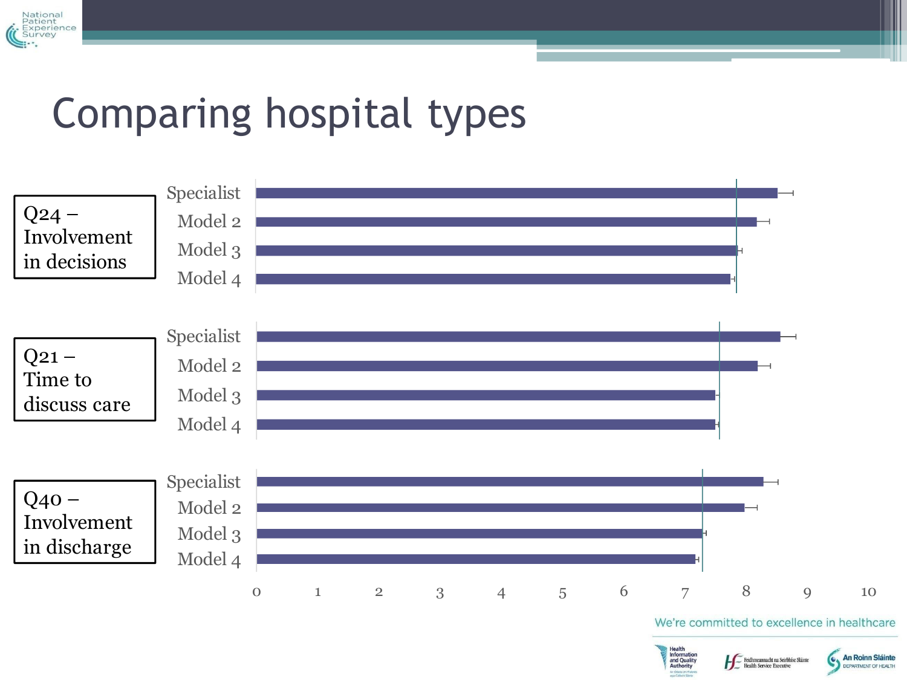# Comparing hospital types

Q24 – Involvement in decisions

- Specialist
- Model 2
- Model 3
- Model 4

Q21 – Time to discuss care

- Specialist
- Model 2
- Model 3
- Model 4

Q40 – Involvement in discharge

- Specialist
- Model 2
- Model 3
- Model 4

0 1 2 3 4 5 6 7 8 9 10

We're committed to excellence in healthcare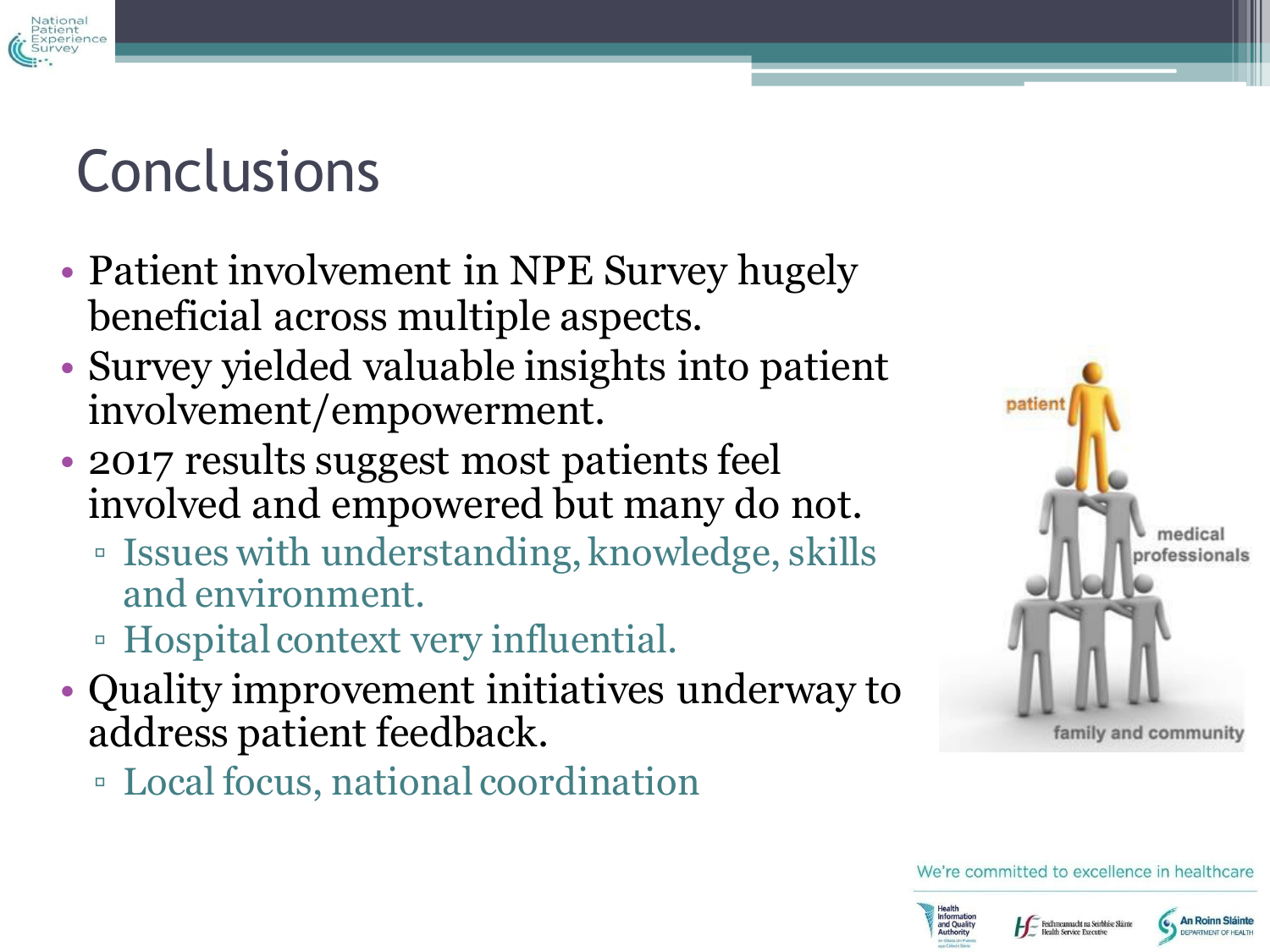# Conclusions

- Patient involvement in NPE Survey hugely beneficial across multiple aspects.
- Survey yielded valuable insights into patient involvement/empowerment.
- 2017 results suggest most patients feel involved and empowered but many do not.
  - Issues with understanding, knowledge, skills and environment.
  - Hospital context very influential.
- Quality improvement initiatives underway to address patient feedback.
  - Local focus, national coordination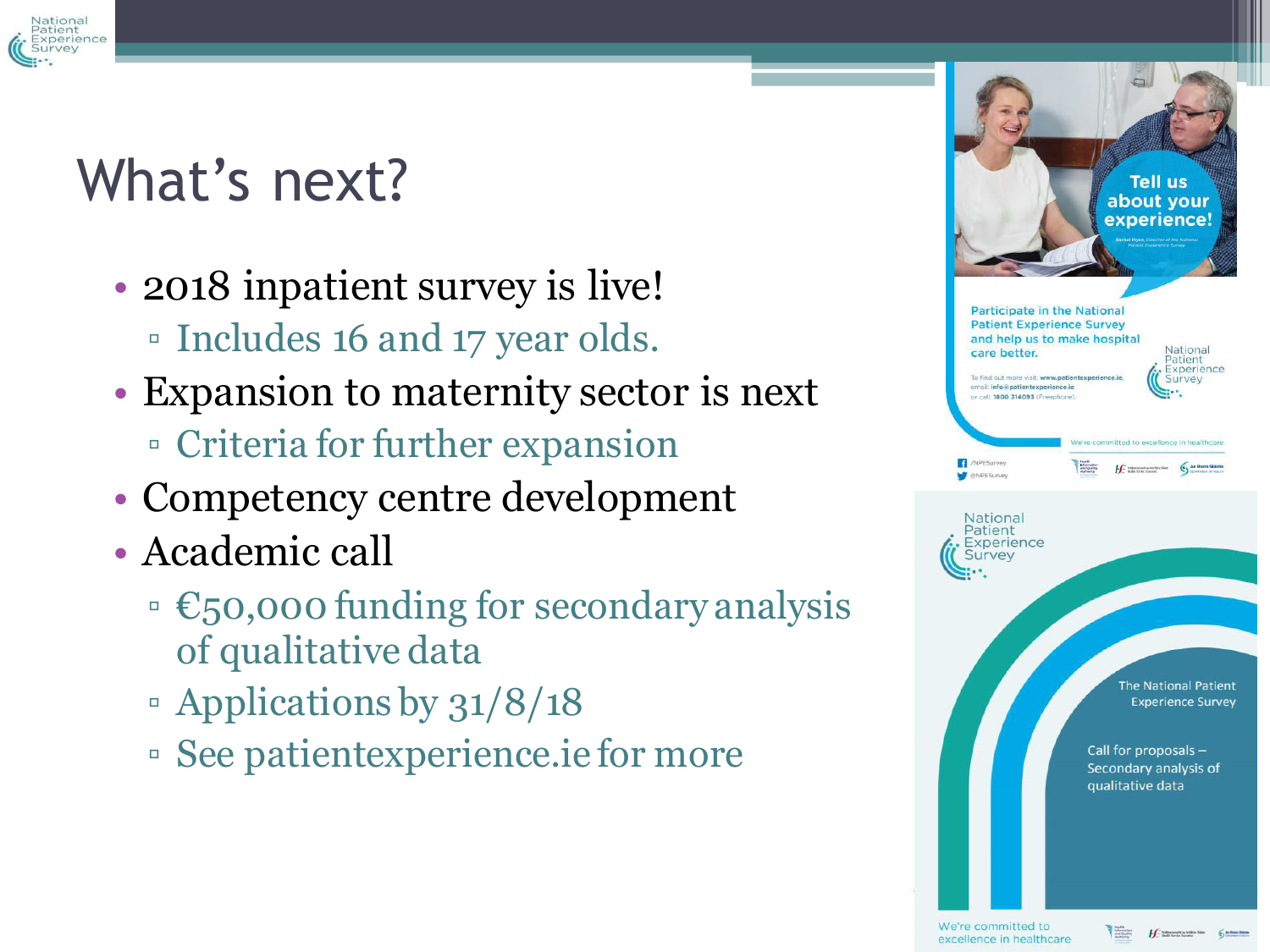# What's next?

- 2018 inpatient survey is live!
  - Includes 16 and 17 year olds.
- Expansion to maternity sector is next
  - Criteria for further expansion
- Competency centre development
- Academic call
  - €50,000 funding for secondary analysis of qualitative data
  - Applications by 31/8/18
  - See patientexperience.ie for more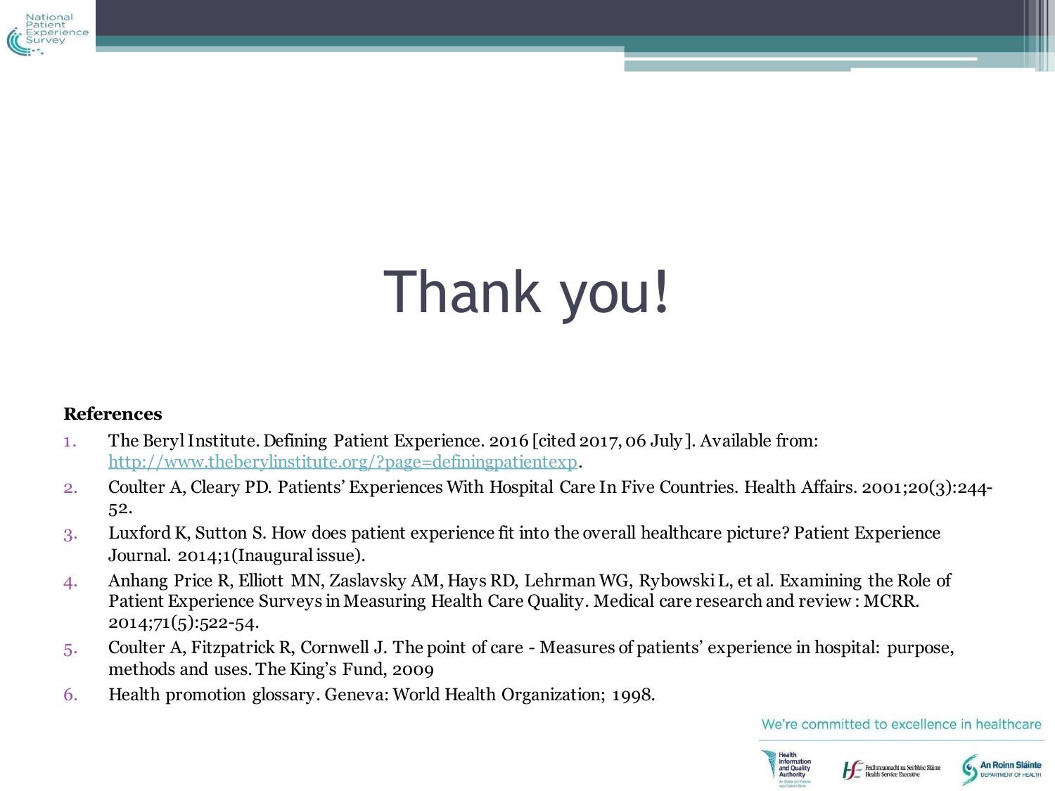# Thank you!

**References**

1. The Beryl Institute. Defining Patient Experience. 2016 [cited 2017, 06 July]. Available from: http://www.theberylinstitute.org/?page=definingpatientexp.
2. Coulter A, Cleary PD. Patients' Experiences With Hospital Care In Five Countries. Health Affairs. 2001;20(3):244-52.
3. Luxford K, Sutton S. How does patient experience fit into the overall healthcare picture? Patient Experience Journal. 2014;1(Inaugural issue).
4. Anhang Price R, Elliott MN, Zaslavsky AM, Hays RD, Lehrman WG, Rybowski L, et al. Examining the Role of Patient Experience Surveys in Measuring Health Care Quality. Medical care research and review : MCRR. 2014;71(5):522-54.
5. Coulter A, Fitzpatrick R, Cornwell J. The point of care - Measures of patients' experience in hospital: purpose, methods and uses. The King's Fund, 2009
6. Health promotion glossary. Geneva: World Health Organization; 1998.

We're committed to excellence in healthcare